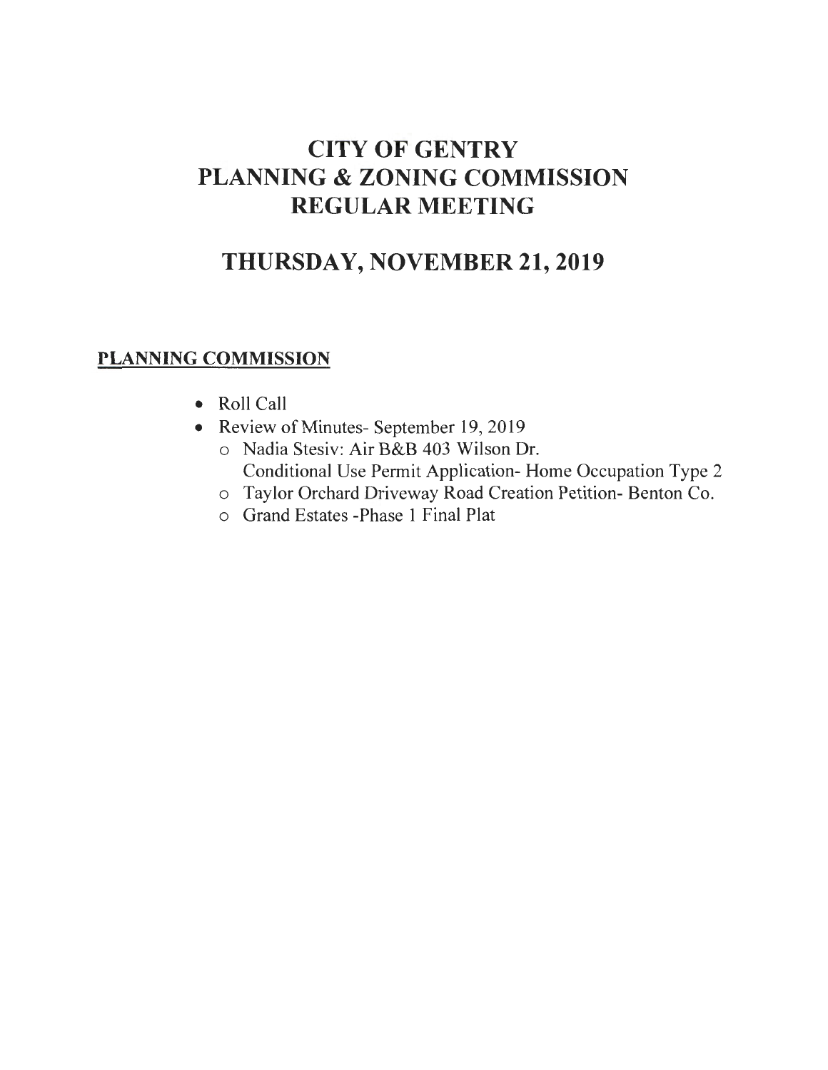# CITY OF GENTRY
# PLANNING & ZONING COMMISSION
# REGULAR MEETING

## THURSDAY, NOVEMBER 21, 2019

**PLANNING COMMISSION**

- Roll Call
- Review of Minutes- September 19, 2019
  - Nadia Stesiv: Air B&B 403 Wilson Dr.
    Conditional Use Permit Application- Home Occupation Type 2
  - Taylor Orchard Driveway Road Creation Petition- Benton Co.
  - Grand Estates -Phase 1 Final Plat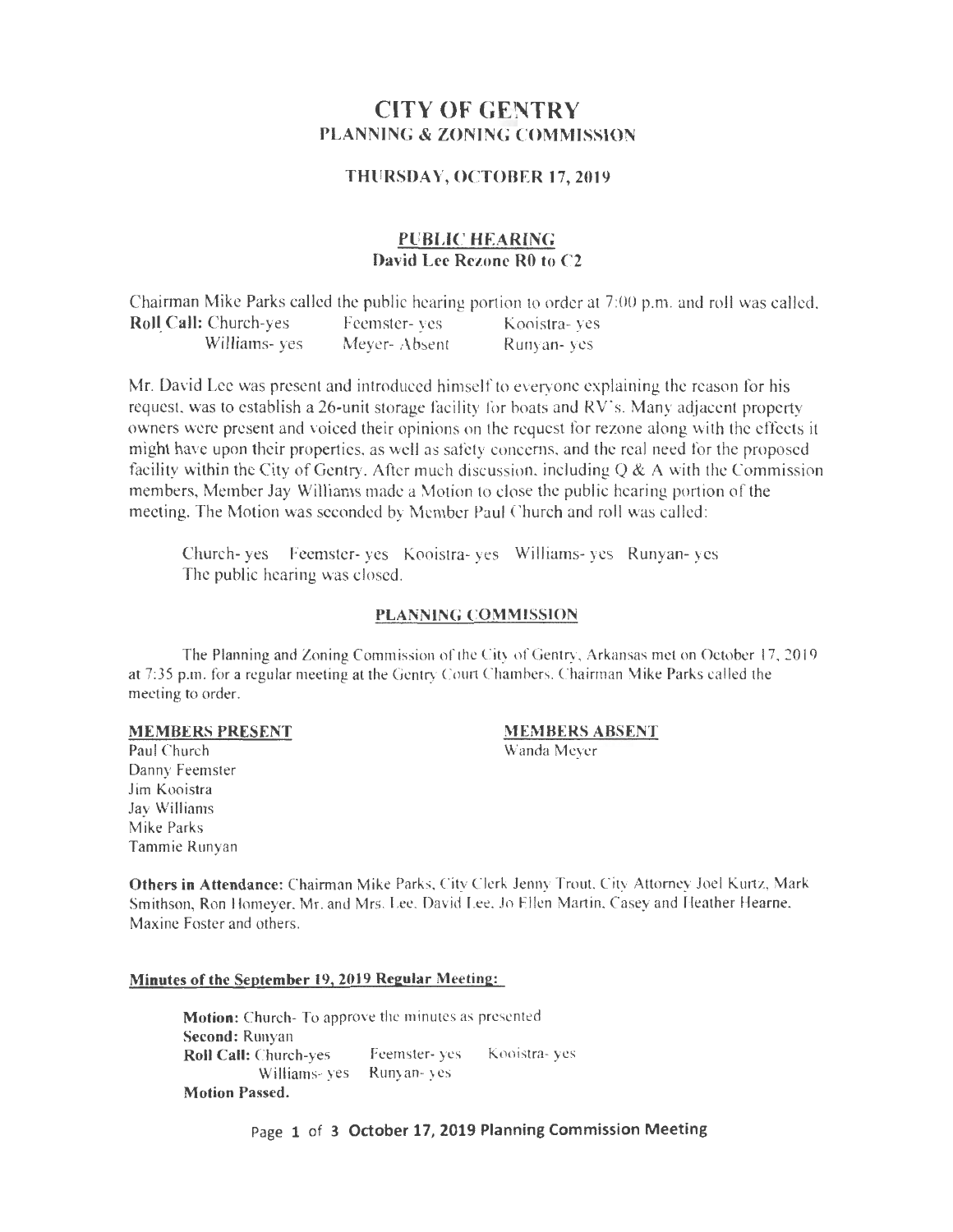# CITY OF GENTRY
## PLANNING & ZONING COMMISSION

### THURSDAY, OCTOBER 17, 2019

### PUBLIC HEARING
**David Lee Rezone R0 to C2**

Chairman Mike Parks called the public hearing portion to order at 7:00 p.m. and roll was called.

**Roll Call:** Church-yes Feemster- yes Kooistra- yes
Williams- yes Meyer- Absent Runyan- yes

Mr. David Lee was present and introduced himself to everyone explaining the reason for his request, was to establish a 26-unit storage facility for boats and RV's. Many adjacent property owners were present and voiced their opinions on the request for rezone along with the effects it might have upon their properties, as well as safety concerns, and the real need for the proposed facility within the City of Gentry. After much discussion, including Q & A with the Commission members, Member Jay Williams made a Motion to close the public hearing portion of the meeting. The Motion was seconded by Member Paul Church and roll was called:

Church- yes Feemster- yes Kooistra- yes Williams- yes Runyan- yes
The public hearing was closed.

### PLANNING COMMISSION

The Planning and Zoning Commission of the City of Gentry, Arkansas met on October 17, 2019 at 7:35 p.m. for a regular meeting at the Gentry Court Chambers. Chairman Mike Parks called the meeting to order.

**MEMBERS PRESENT**

Paul Church
Danny Feemster
Jim Kooistra
Jay Williams
Mike Parks
Tammie Runyan

**MEMBERS ABSENT**

Wanda Meyer

**Others in Attendance:** Chairman Mike Parks, City Clerk Jenny Trout, City Attorney Joel Kurtz, Mark Smithson, Ron Homeyer, Mr. and Mrs. Lee, David Lee, Jo Ellen Martin, Casey and Heather Hearne, Maxine Foster and others.

**Minutes of the September 19, 2019 Regular Meeting:**

**Motion:** Church- To approve the minutes as presented
**Second:** Runyan
**Roll Call:** Church-yes Feemster- yes Kooistra- yes
Williams- yes Runyan- yes
**Motion Passed.**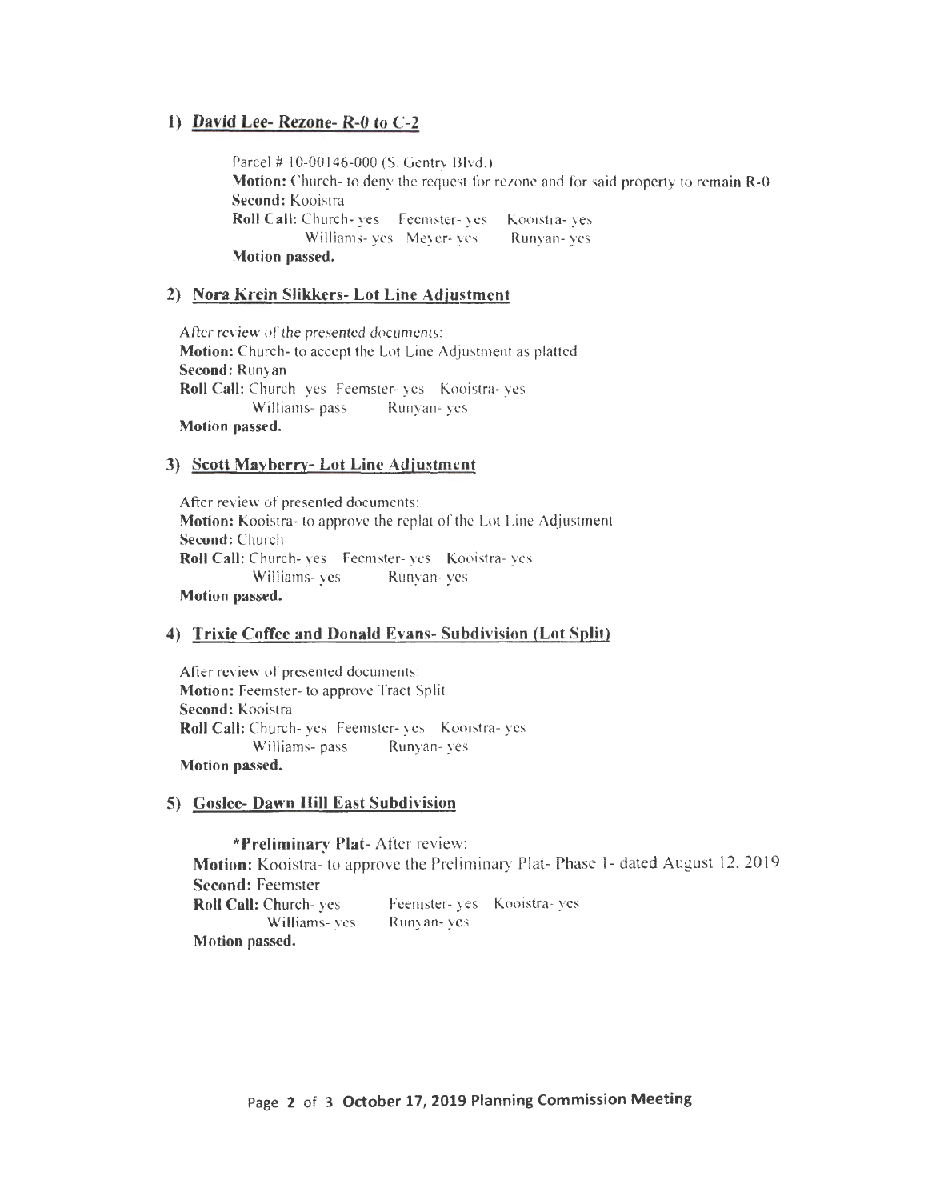## 1) David Lee- Rezone- R-0 to C-2

Parcel # 10-00146-000 (S. Gentry Blvd.)
**Motion:** Church- to deny the request for rezone and for said property to remain R-0
**Second:** Kooistra
**Roll Call:** Church- yes Feemster- yes Kooistra- yes
Williams- yes Meyer- yes Runyan- yes
**Motion passed.**

## 2) Nora Krein Slikkers- Lot Line Adjustment

After review of the presented documents:
**Motion:** Church- to accept the Lot Line Adjustment as platted
**Second:** Runyan
**Roll Call:** Church- yes Feemster- yes Kooistra- yes
Williams- pass Runyan- yes
**Motion passed.**

## 3) Scott Mayberry- Lot Line Adjustment

After review of presented documents:
**Motion:** Kooistra- to approve the replat of the Lot Line Adjustment
**Second:** Church
**Roll Call:** Church- yes Feemster- yes Kooistra- yes
Williams- yes Runyan- yes
**Motion passed.**

## 4) Trixie Coffee and Donald Evans- Subdivision (Lot Split)

After review of presented documents:
**Motion:** Feemster- to approve Tract Split
**Second:** Kooistra
**Roll Call:** Church- yes Feemster- yes Kooistra- yes
Williams- pass Runyan- yes
**Motion passed.**

## 5) Goslee- Dawn Hill East Subdivision

***Preliminary Plat**- After review:
**Motion:** Kooistra- to approve the Preliminary Plat- Phase 1- dated August 12, 2019
**Second:** Feemster
**Roll Call:** Church- yes Feemster- yes Kooistra- yes
Williams- yes Runyan- yes
**Motion passed.**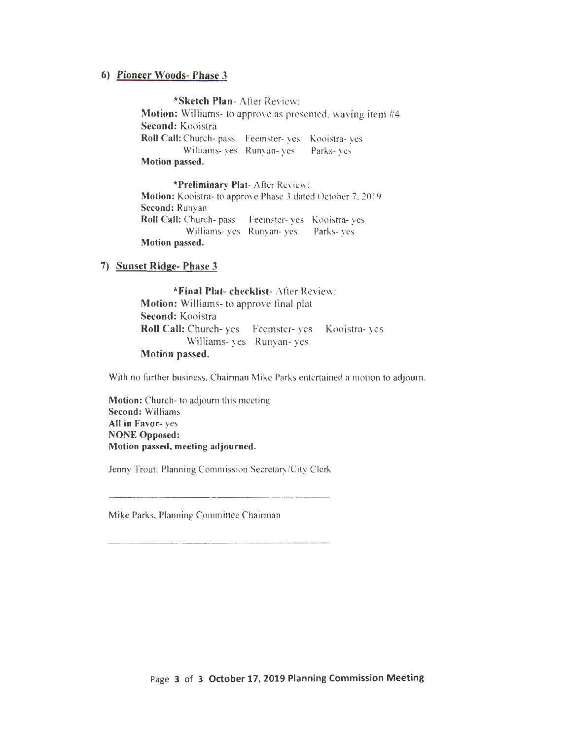## 6) Pioneer Woods- Phase 3

**\*Sketch Plan**- After Review:
**Motion:** Williams- to approve as presented, waving item #4
**Second:** Kooistra
**Roll Call:** Church- pass Feemster- yes Kooistra- yes
Williams- yes Runyan- yes Parks- yes
**Motion passed.**

**\*Preliminary Plat**- After Review:
**Motion:** Kooistra- to approve Phase 3 dated October 7, 2019
**Second:** Runyan
**Roll Call:** Church- pass Feemster- yes Kooistra- yes
Williams- yes Runyan- yes Parks- yes
**Motion passed.**

## 7) Sunset Ridge- Phase 3

**\*Final Plat- checklist**- After Review:
**Motion:** Williams- to approve final plat
**Second:** Kooistra
**Roll Call:** Church- yes Feemster- yes Kooistra- yes
Williams- yes Runyan- yes
**Motion passed.**

With no further business, Chairman Mike Parks entertained a motion to adjourn.

**Motion:** Church- to adjourn this meeting
**Second:** Williams
**All in Favor-** yes
**NONE Opposed:**
**Motion passed, meeting adjourned.**

Jenny Trout: Planning Commission Secretary/City Clerk

______________________________

Mike Parks, Planning Committee Chairman

______________________________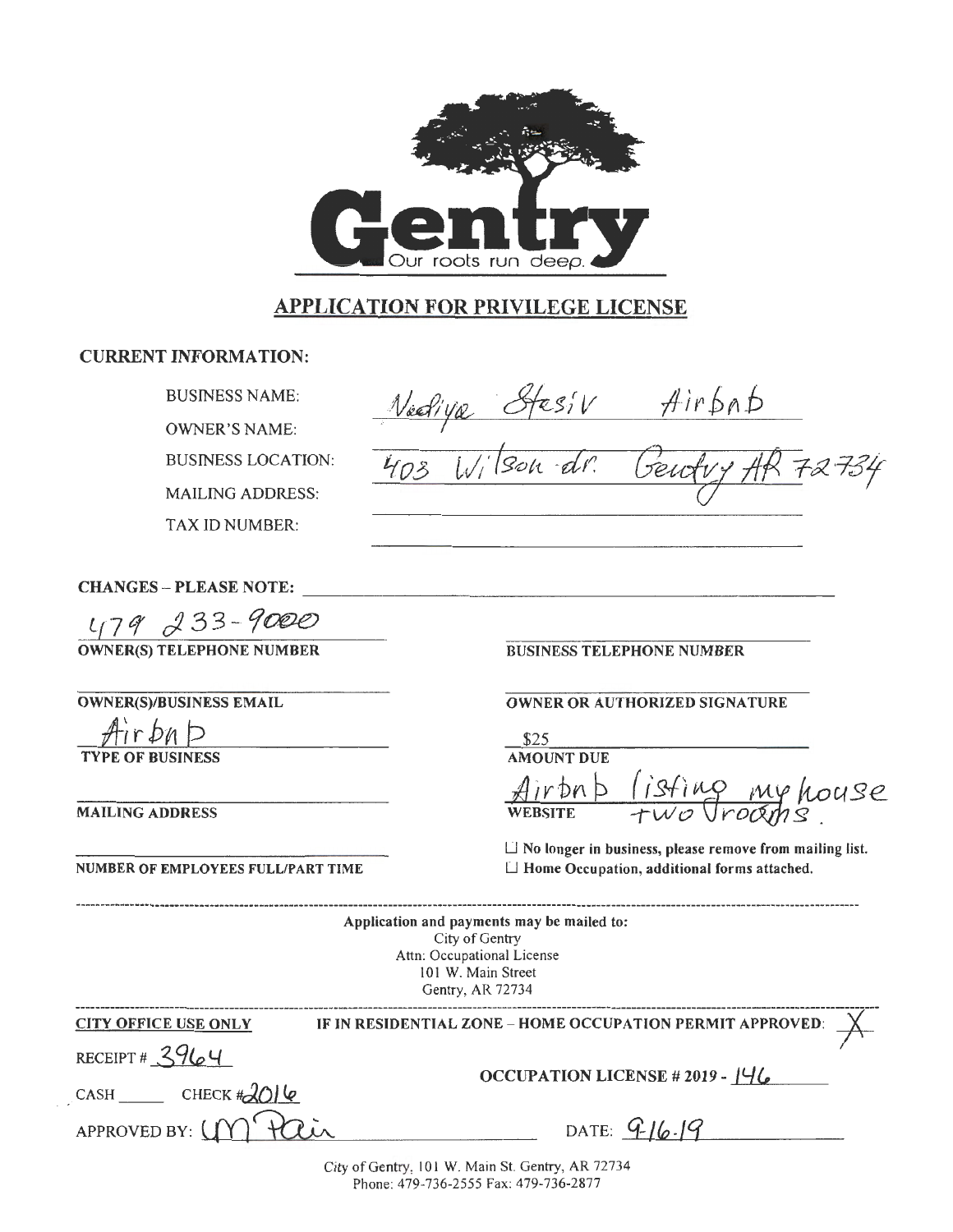Gentry
Our roots run deep.

## APPLICATION FOR PRIVILEGE LICENSE

**CURRENT INFORMATION:**

BUSINESS NAME: Nadiya Stesiv Airbnb

OWNER'S NAME:

BUSINESS LOCATION: 403 Wilson dr. Gentry AR 72734

MAILING ADDRESS:

TAX ID NUMBER:

**CHANGES – PLEASE NOTE:**

479 233-9000
**OWNER(S) TELEPHONE NUMBER**

**BUSINESS TELEPHONE NUMBER**

**OWNER(S)/BUSINESS EMAIL**

**OWNER OR AUTHORIZED SIGNATURE**

Airbnb
**TYPE OF BUSINESS**

$25
**AMOUNT DUE**

**MAILING ADDRESS**

Airbnb listing my house two rooms.
**WEBSITE**

**NUMBER OF EMPLOYEES FULL/PART TIME**

☐ No longer in business, please remove from mailing list.
☐ Home Occupation, additional forms attached.

Application and payments may be mailed to:
City of Gentry
Attn: Occupational License
101 W. Main Street
Gentry, AR 72734

**CITY OFFICE USE ONLY** IF IN RESIDENTIAL ZONE – HOME OCCUPATION PERMIT APPROVED: X

RECEIPT # 3964

OCCUPATION LICENSE # 2019 - 146

CASH ____ CHECK # 2016

APPROVED BY: M Pain

DATE: 9-16-19

City of Gentry, 101 W. Main St. Gentry, AR 72734
Phone: 479-736-2555 Fax: 479-736-2877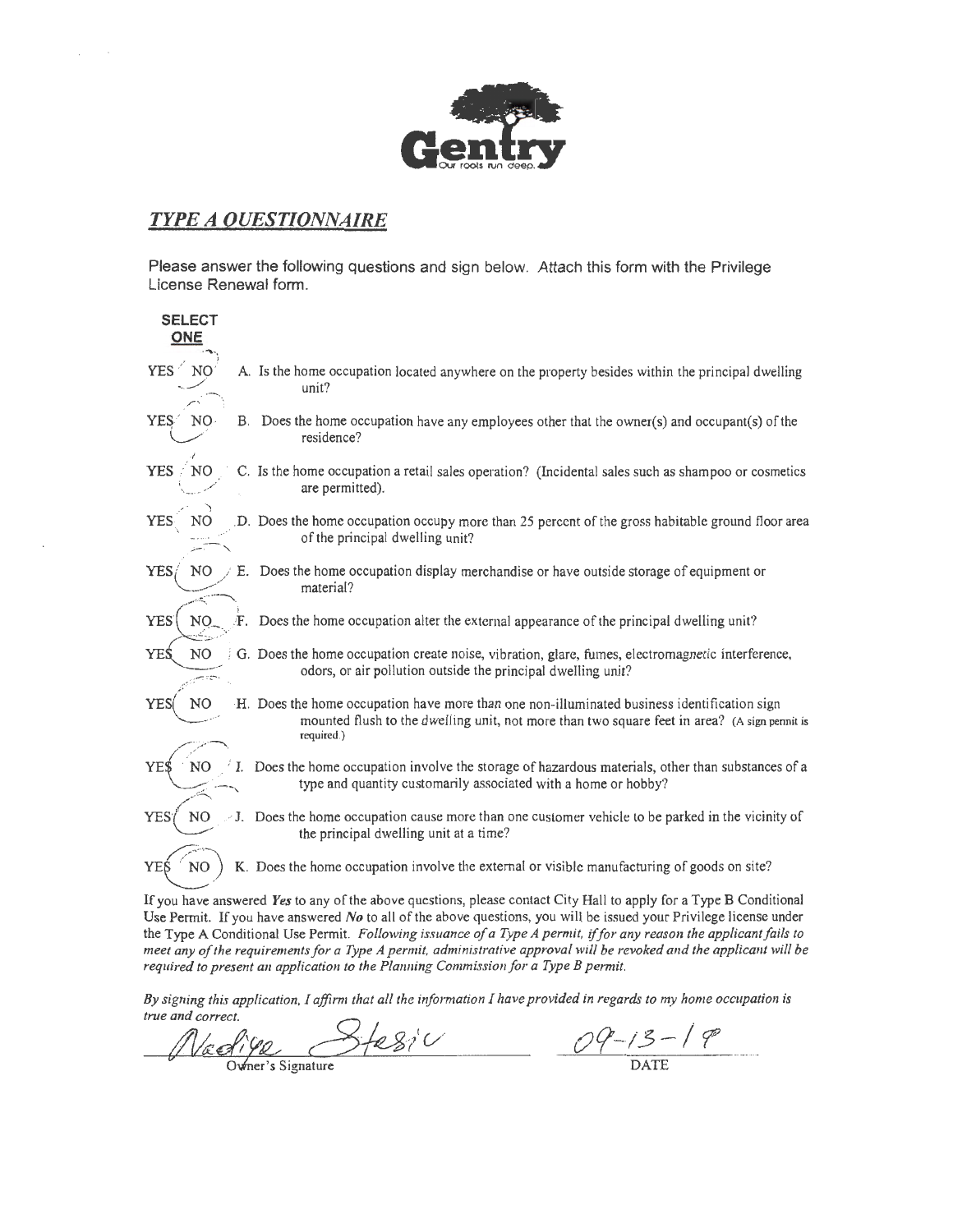Gentry
Our roots run deep.

## *TYPE A QUESTIONNAIRE*

Please answer the following questions and sign below. Attach this form with the Privilege License Renewal form.

**SELECT ONE**

YES NO A. Is the home occupation located anywhere on the property besides within the principal dwelling unit?

YES NO B. Does the home occupation have any employees other that the owner(s) and occupant(s) of the residence?

YES NO C. Is the home occupation a retail sales operation? (Incidental sales such as shampoo or cosmetics are permitted).

YES NO D. Does the home occupation occupy more than 25 percent of the gross habitable ground floor area of the principal dwelling unit?

YES NO E. Does the home occupation display merchandise or have outside storage of equipment or material?

YES NO F. Does the home occupation alter the external appearance of the principal dwelling unit?

YES NO G. Does the home occupation create noise, vibration, glare, fumes, electromagnetic interference, odors, or air pollution outside the principal dwelling unit?

YES NO H. Does the home occupation have more than one non-illuminated business identification sign mounted flush to the dwelling unit, not more than two square feet in area? (A sign permit is required.)

YES NO I. Does the home occupation involve the storage of hazardous materials, other than substances of a type and quantity customarily associated with a home or hobby?

YES NO J. Does the home occupation cause more than one customer vehicle to be parked in the vicinity of the principal dwelling unit at a time?

YES NO K. Does the home occupation involve the external or visible manufacturing of goods on site?

If you have answered ***Yes*** to any of the above questions, please contact City Hall to apply for a Type B Conditional Use Permit. If you have answered ***No*** to all of the above questions, you will be issued your Privilege license under the Type A Conditional Use Permit. *Following issuance of a Type A permit, if for any reason the applicant fails to meet any of the requirements for a Type A permit, administrative approval will be revoked and the applicant will be required to present an application to the Planning Commission for a Type B permit.*

*By signing this application, I affirm that all the information I have provided in regards to my home occupation is true and correct.*

Nadiye Stesic — Owner's Signature

09-13-19 — DATE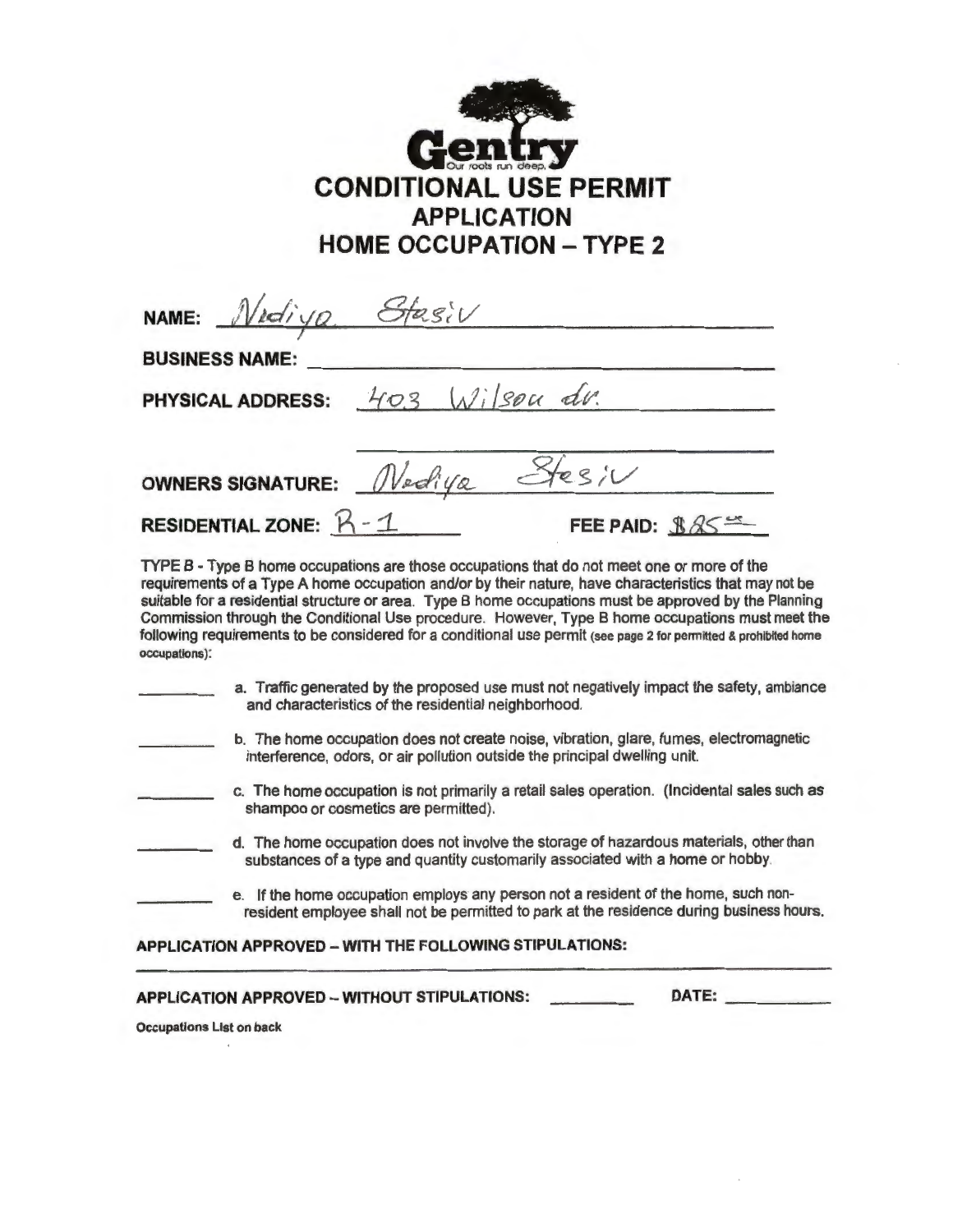**Gentry**

Our roots run deep.

# CONDITIONAL USE PERMIT APPLICATION

## HOME OCCUPATION – TYPE 2

**NAME:** Nadiya Stasiv

**BUSINESS NAME:** 

**PHYSICAL ADDRESS:** 403 Wilson dr.

**OWNERS SIGNATURE:** Nadiya Stasiv

**RESIDENTIAL ZONE:** R-1 **FEE PAID:** $85.00

TYPE B - Type B home occupations are those occupations that do not meet one or more of the requirements of a Type A home occupation and/or by their nature, have characteristics that may not be suitable for a residential structure or area. Type B home occupations must be approved by the Planning Commission through the Conditional Use procedure. However, Type B home occupations must meet the following requirements to be considered for a conditional use permit (see page 2 for permitted & prohibited home occupations):

_______ a. Traffic generated by the proposed use must not negatively impact the safety, ambiance and characteristics of the residential neighborhood.

_______ b. The home occupation does not create noise, vibration, glare, fumes, electromagnetic interference, odors, or air pollution outside the principal dwelling unit.

_______ c. The home occupation is not primarily a retail sales operation. (Incidental sales such as shampoo or cosmetics are permitted).

_______ d. The home occupation does not involve the storage of hazardous materials, other than substances of a type and quantity customarily associated with a home or hobby.

_______ e. If the home occupation employs any person not a resident of the home, such non-resident employee shall not be permitted to park at the residence during business hours.

**APPLICATION APPROVED – WITH THE FOLLOWING STIPULATIONS:**

**APPLICATION APPROVED – WITHOUT STIPULATIONS:** _______ **DATE:** _______

**Occupations List on back**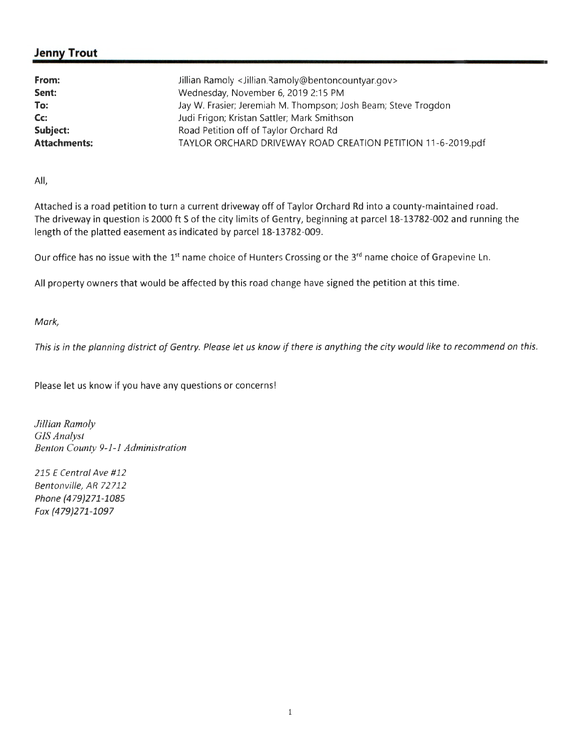## Jenny Trout

| | |
|---|---|
| **From:** | Jillian Ramoly <Jillian.Ramoly@bentoncountyar.gov> |
| **Sent:** | Wednesday, November 6, 2019 2:15 PM |
| **To:** | Jay W. Frasier; Jeremiah M. Thompson; Josh Beam; Steve Trogdon |
| **Cc:** | Judi Frigon; Kristan Sattler; Mark Smithson |
| **Subject:** | Road Petition off of Taylor Orchard Rd |
| **Attachments:** | TAYLOR ORCHARD DRIVEWAY ROAD CREATION PETITION 11-6-2019.pdf |

All,

Attached is a road petition to turn a current driveway off of Taylor Orchard Rd into a county-maintained road. The driveway in question is 2000 ft S of the city limits of Gentry, beginning at parcel 18-13782-002 and running the length of the platted easement as indicated by parcel 18-13782-009.

Our office has no issue with the 1st name choice of Hunters Crossing or the 3rd name choice of Grapevine Ln.

All property owners that would be affected by this road change have signed the petition at this time.

*Mark,*

*This is in the planning district of Gentry. Please let us know if there is anything the city would like to recommend on this.*

Please let us know if you have any questions or concerns!

*Jillian Ramoly*
*GIS Analyst*
*Benton County 9-1-1 Administration*

*215 E Central Ave #12*
*Bentonville, AR 72712*
*Phone (479)271-1085*
*Fax (479)271-1097*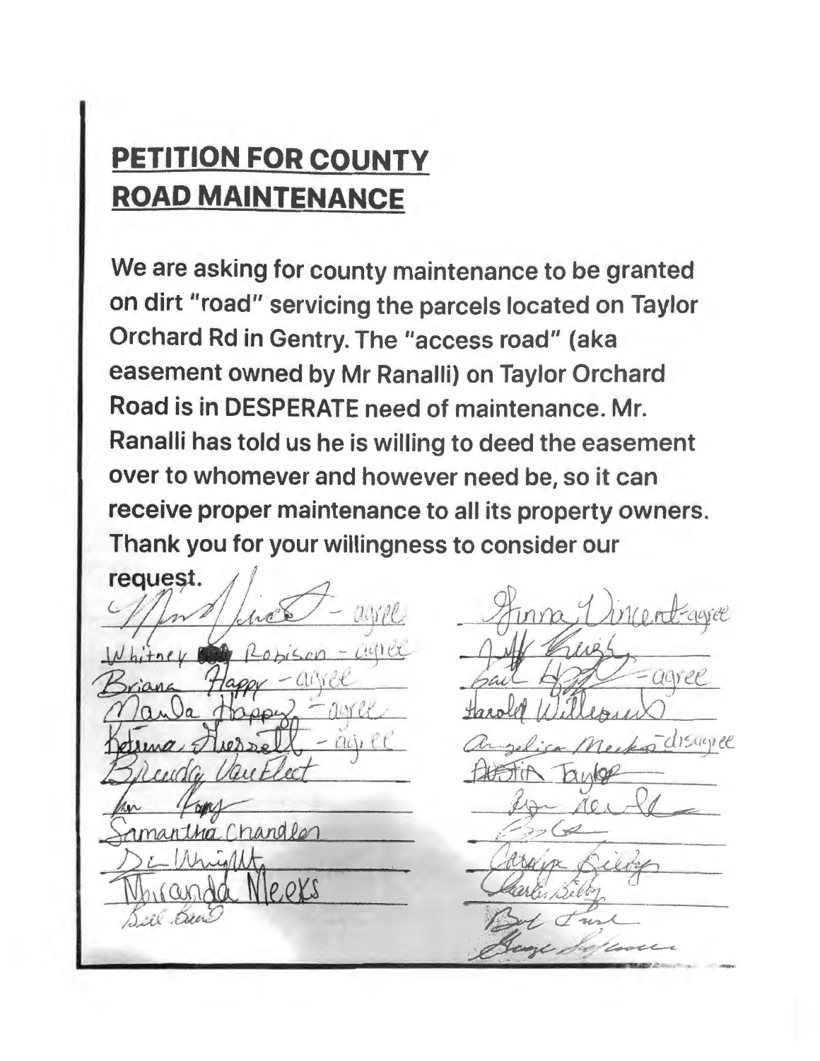# PETITION FOR COUNTY ROAD MAINTENANCE

We are asking for county maintenance to be granted on dirt "road" servicing the parcels located on Taylor Orchard Rd in Gentry. The "access road" (aka easement owned by Mr Ranalli) on Taylor Orchard Road is in DESPERATE need of maintenance. Mr. Ranalli has told us he is willing to deed the easement over to whomever and however need be, so it can receive proper maintenance to all its property owners. Thank you for your willingness to consider our request.

[Signature] - agree
Whitney Robison - agree
Briana Happy - agree
Marla Happy - agree
Katrina Russell - agree
Brenda VanFleet
[Signature]
Samantha Chandler
[Signature]
Miranda Meeks
[Signature]

Jenna Vincent - agree
[Signature]
Gail [Signature] - agree
Harold Williams
Angelica Meeks - disagree
Austin Taylor
[Signature]
[Signature]
Carolyn Bixby
Charles Bixby
[Signature]
[Signature]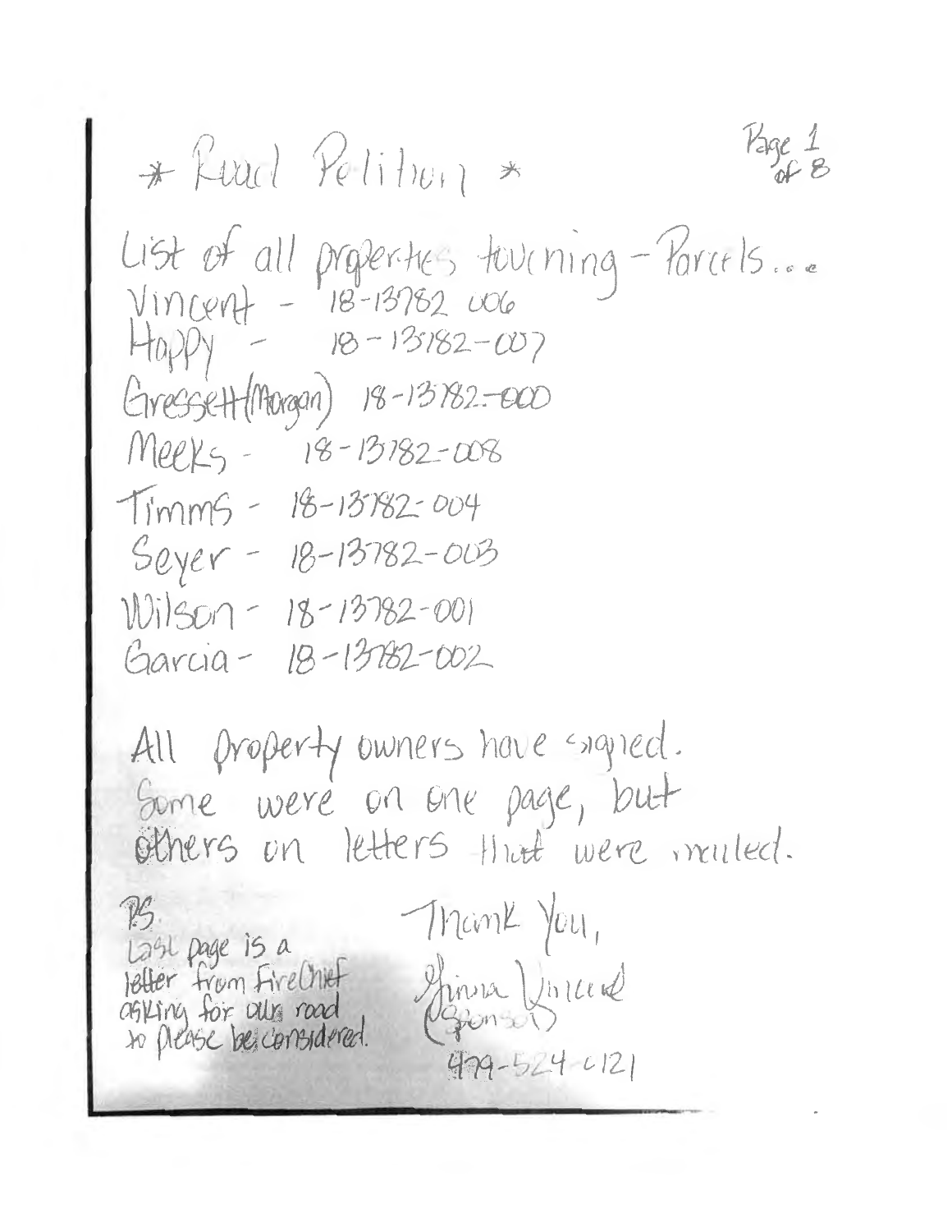# * Road Petition *

Page 1 of 8

List of all properties touching - Parcels...

Vincent - 18-13782 006
Happy - 18-13782-007
Gressett (Morgan) 18-13782-000
Meeks - 18-13782-008
Timms - 18-13782-004
Seyer - 18-13782-003
Wilson - 18-13782-001
Garcia - 18-13782-002

All property owners have signed. Some were on one page, but others on letters that were mailed.

PS. Last page is a letter from Fire Chief asking for our road to please be considered.

Thank You,

Shinna Vincent
(Sponsor)
479-524-6121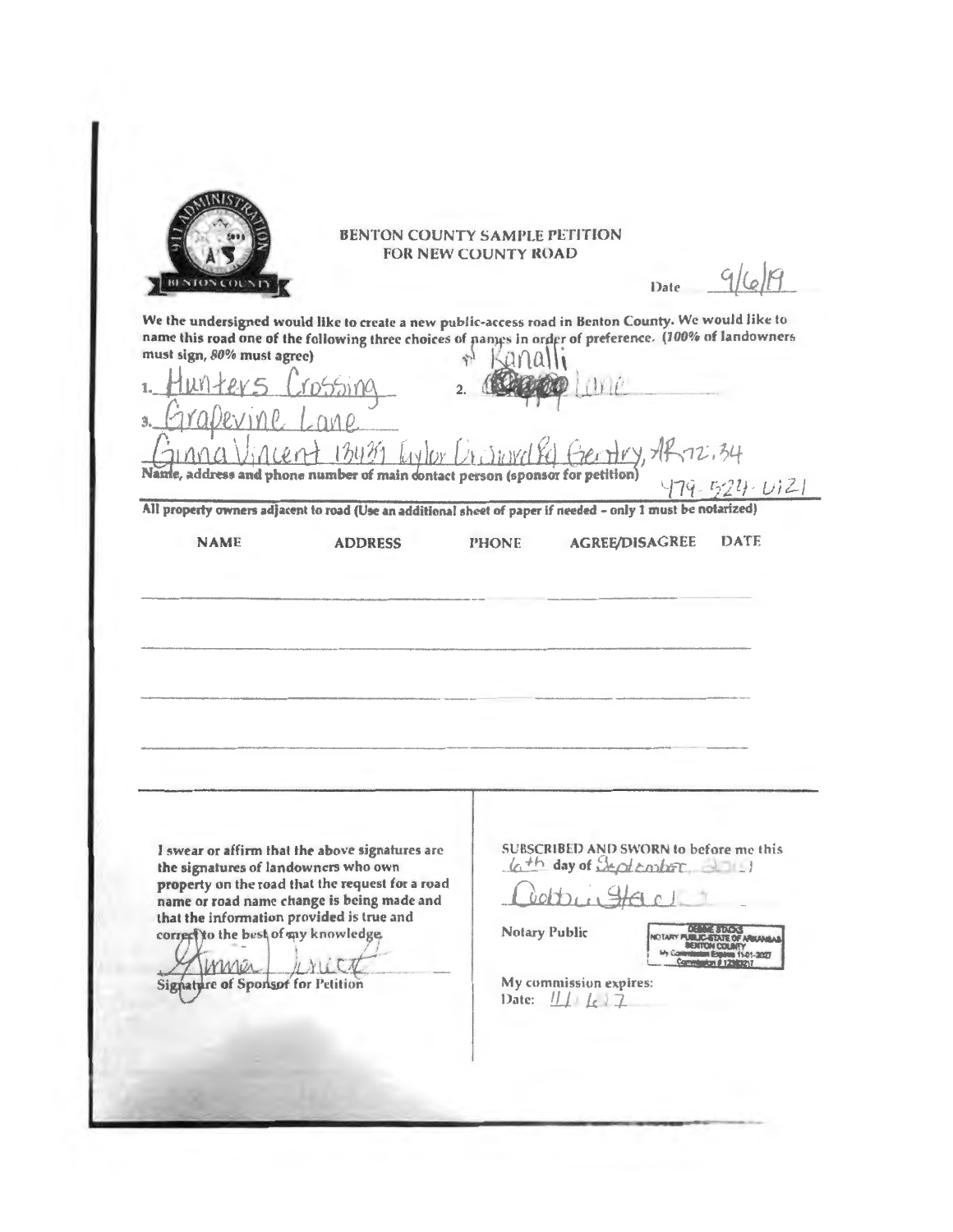BENTON COUNTY SAMPLE PETITION
FOR NEW COUNTY ROAD

Date 9/6/19

We the undersigned would like to create a new public-access road in Benton County. We would like to name this road one of the following three choices of names in order of preference. (*100% of landowners must sign, 80% must agree*)

1. Hunters Crossing
2. Ranalli Lane
3. Grapevine Lane

Ginna Vincent 13439 Taylor Orchard Rd Gentry, AR 72734
Name, address and phone number of main contact person (sponsor for petition) 479-524-6121

All property owners adjacent to road (Use an additional sheet of paper if needed – only 1 must be notarized)

| NAME | ADDRESS | PHONE | AGREE/DISAGREE | DATE |
| --- | --- | --- | --- | --- |
| | | | | |
| | | | | |
| | | | | |
| | | | | |

I swear or affirm that the above signatures are the signatures of landowners who own property on the road that the request for a road name or road name change is being made and that the information provided is true and correct to the best of my knowledge.

Ginna Vincent
Signature of Sponsor for Petition

SUBSCRIBED AND SWORN to before me this 6th day of September, 2019

Debbie Stacks
Notary Public

DEBBIE STACKS
NOTARY PUBLIC-STATE OF ARKANSAS
BENTON COUNTY
My Commission Expires 11-01-2027
Commission # 12390017

My commission expires:
Date: 11-1-27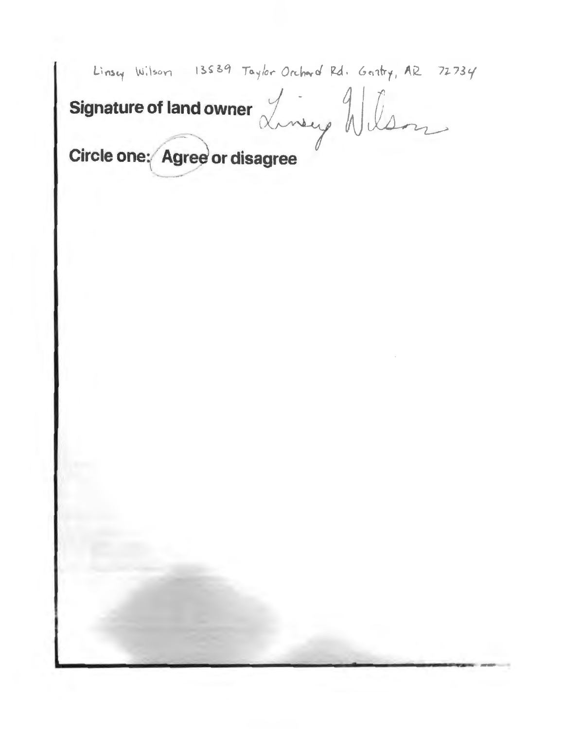Linsey Wilson 13539 Taylor Orchard Rd. Gentry, AR 72734

**Signature of land owner** Linsey Wilson

**Circle one: Agree or disagree**

(Agree circled)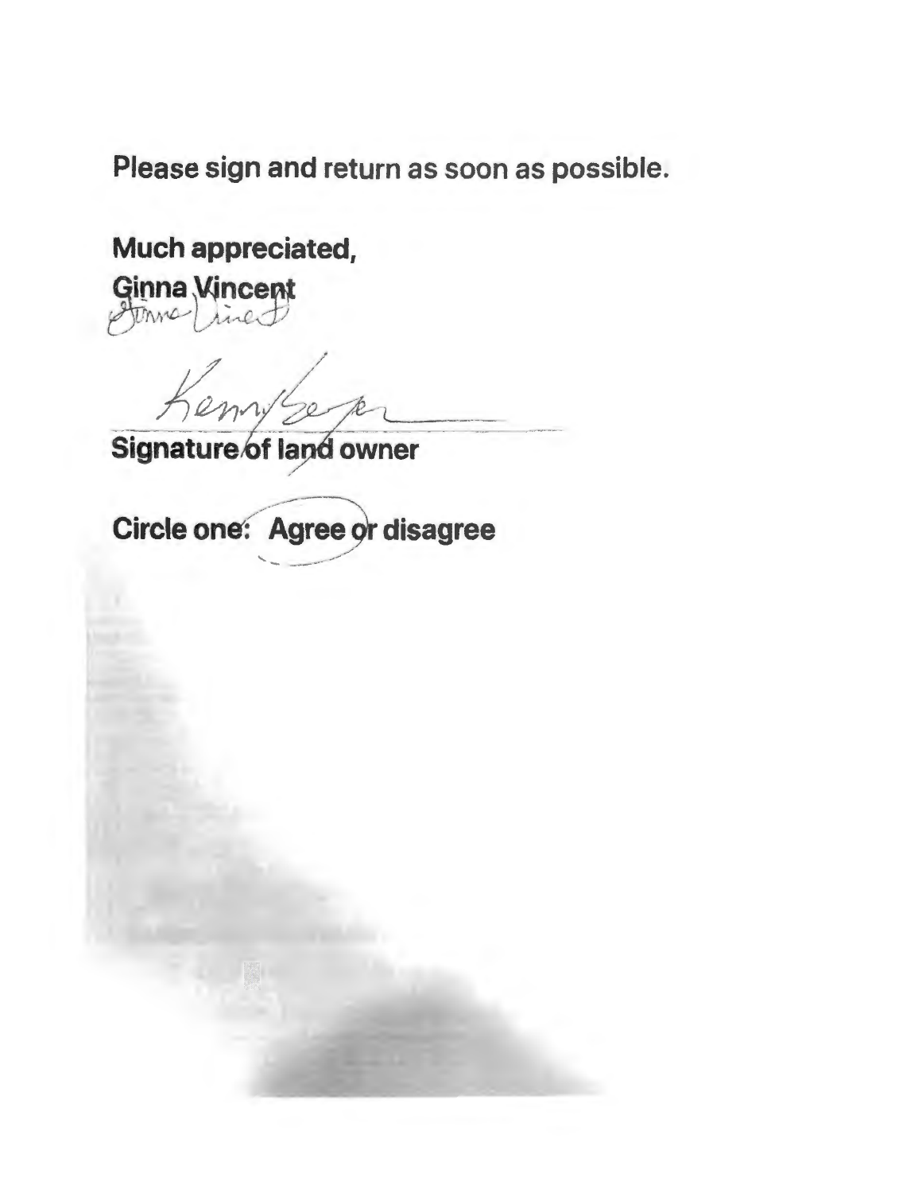**Please sign and return as soon as possible.**

**Much appreciated,**
**Ginna Vincent**

Ginna Vincent

Kenny Ser

**Signature of land owner**

**Circle one: Agree or disagree**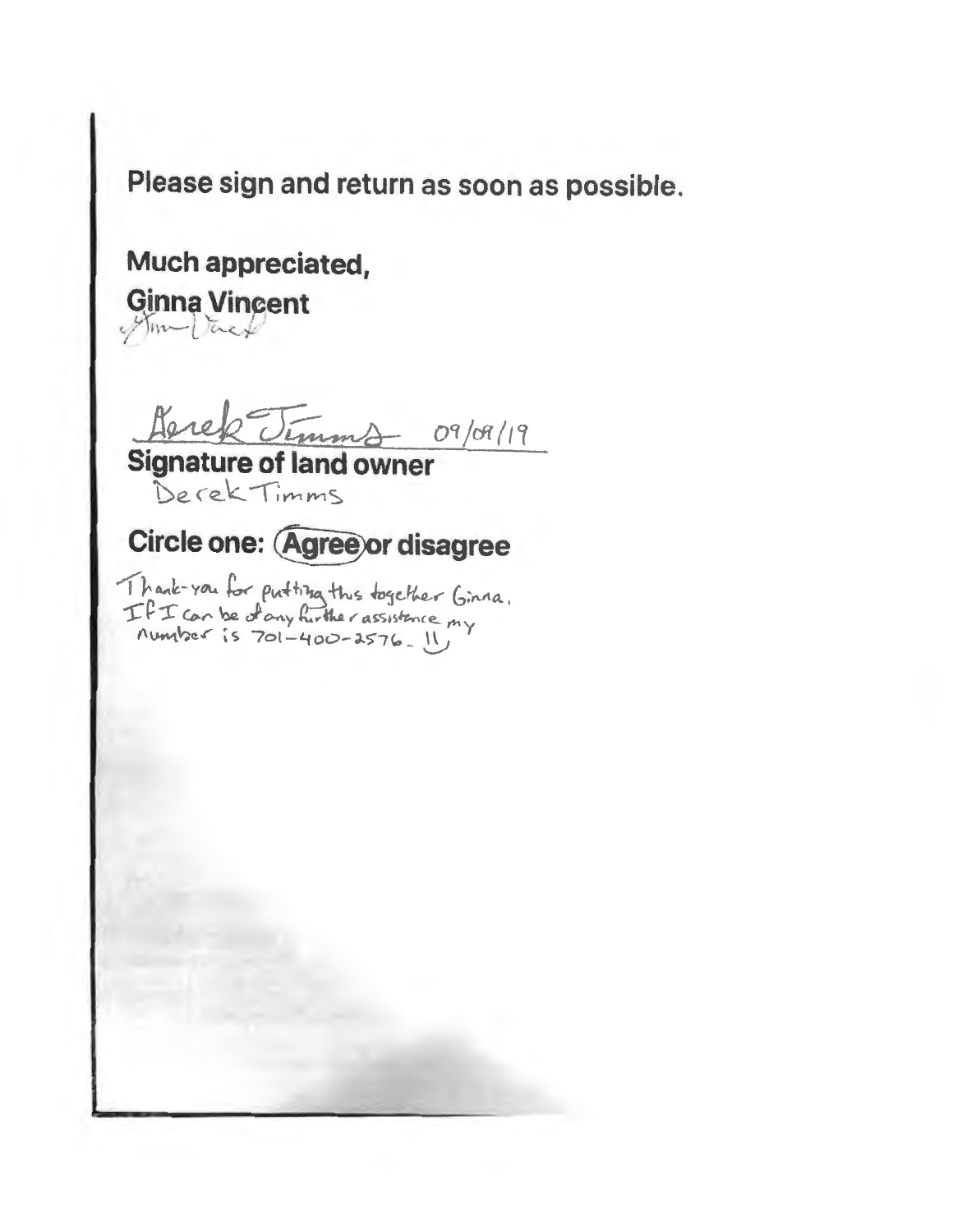**Please sign and return as soon as possible.**

**Much appreciated,**

**Ginna Vincent**

Ginna Vincent

Derek Timms 09/09/19

**Signature of land owner**

Derek Timms

**Circle one: Agree or disagree**

(Agree circled)

Thank-you for putting this together Ginna. If I can be of any further assistance my number is 701-400-2576. :)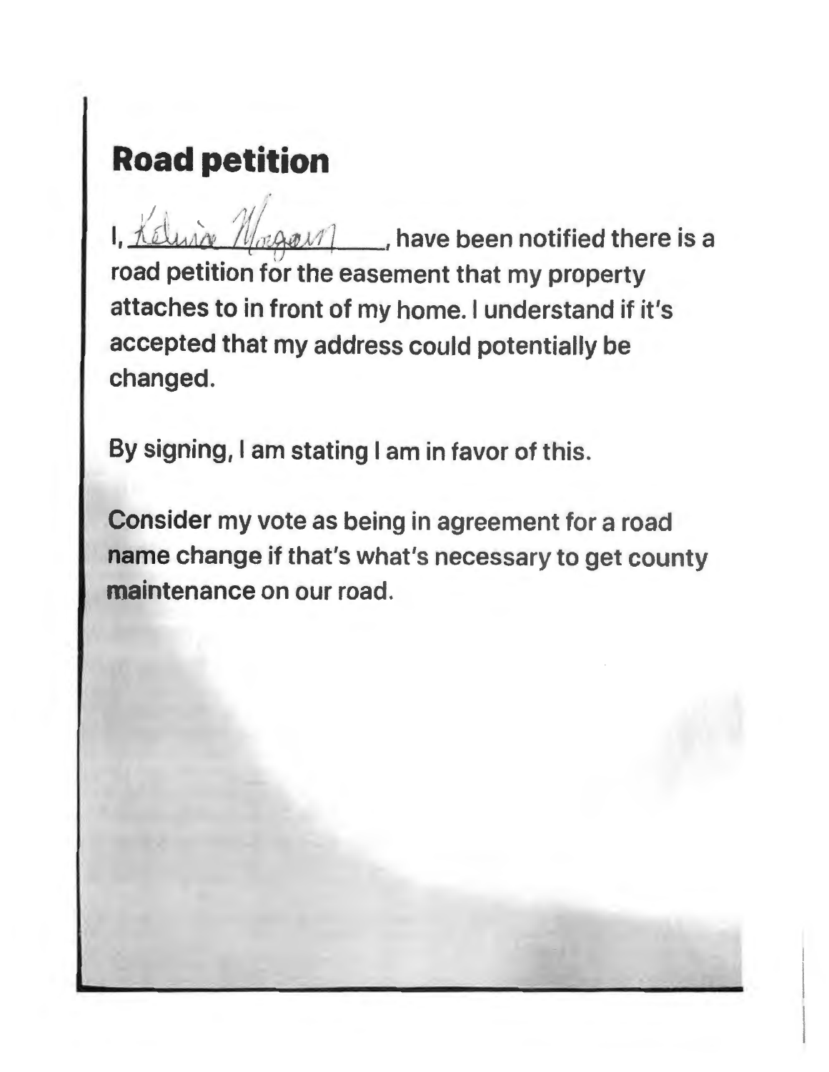# Road petition

I, Kelsie Morgan, have been notified there is a road petition for the easement that my property attaches to in front of my home. I understand if it's accepted that my address could potentially be changed.

By signing, I am stating I am in favor of this.

Consider my vote as being in agreement for a road name change if that's what's necessary to get county maintenance on our road.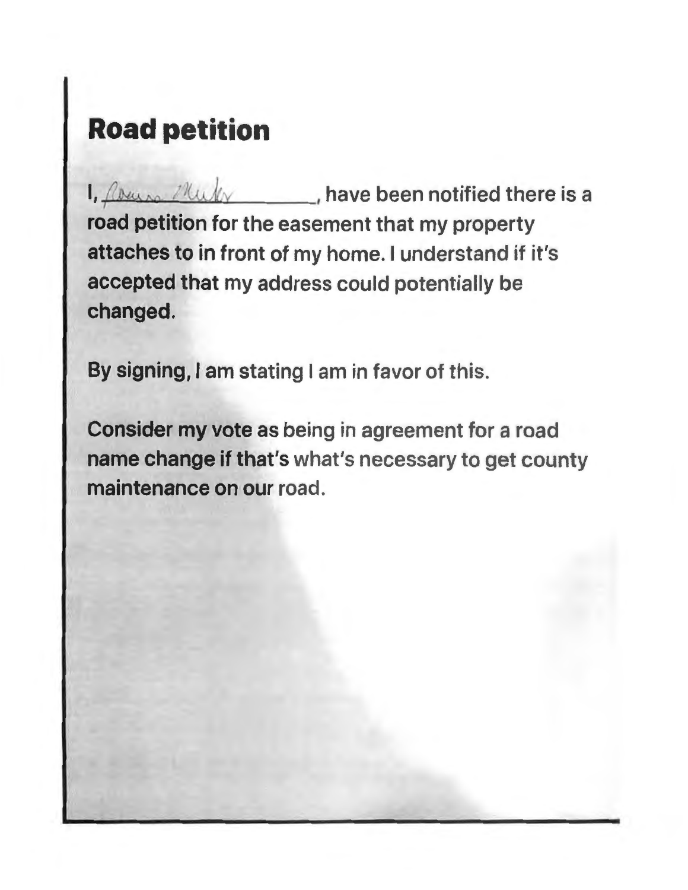# Road petition

I, Laura Miller, have been notified there is a road petition for the easement that my property attaches to in front of my home. I understand if it's accepted that my address could potentially be changed.

By signing, I am stating I am in favor of this.

Consider my vote as being in agreement for a road name change if that's what's necessary to get county maintenance on our road.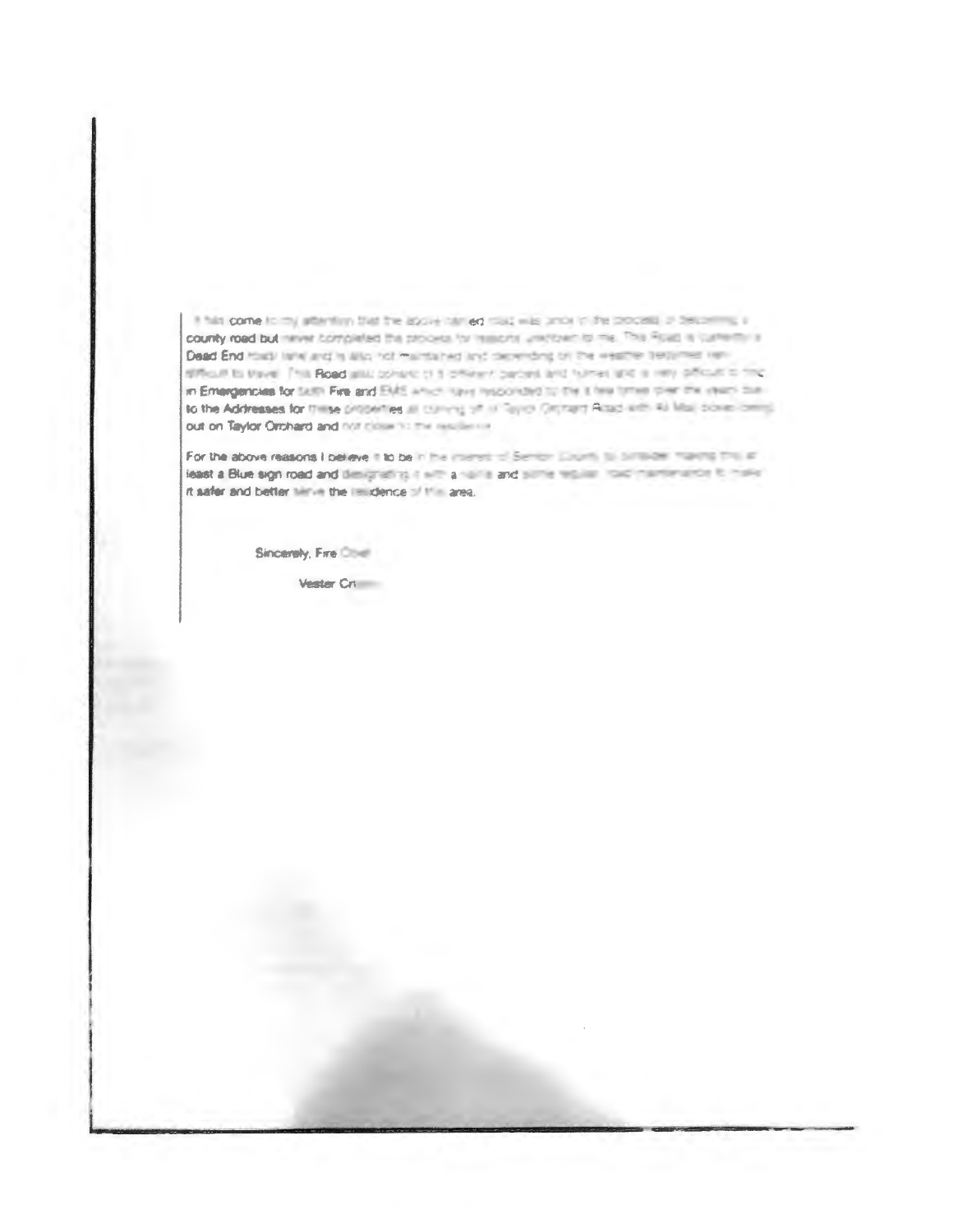It has come to my attention that the above named road was once in the process of becoming a county road but never completed the process for reasons unknown to me. This Road is currently a Dead End road/ lane and is also not maintained and depending on the weather becomes very difficult to travel. This Road also consist of 5 different parcels and homes and is very difficult to find in Emergencies for both Fire and EMS which have responded to the a few times over the years due to the Addresses for these properties all coming off of Taylor Orchard Road with All Map boxes being out on Taylor Orchard and not close to the residence.

For the above reasons I believe it to be in the interest of Benton County to consider making this at least a Blue sign road and designating it with a name and some regular road maintenance to make it safer and better serve the residence of this area.

Sincerely, Fire Chief

Vester Cr...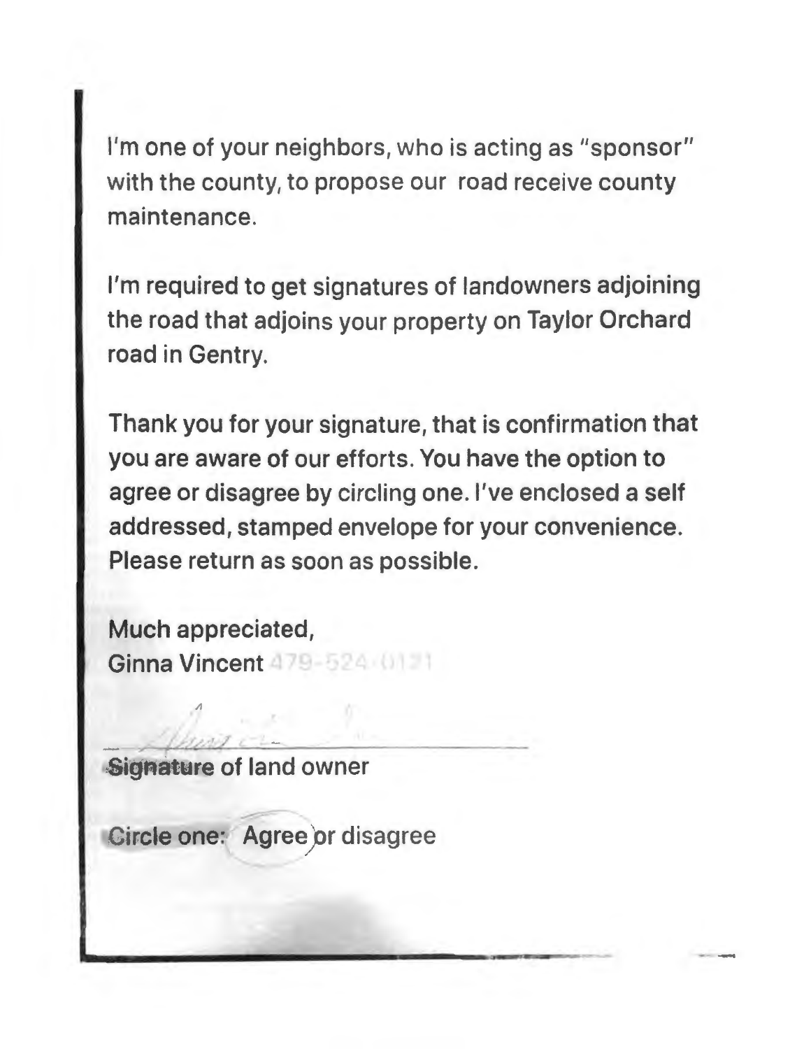I'm one of your neighbors, who is acting as "sponsor" with the county, to propose our road receive county maintenance.

I'm required to get signatures of landowners adjoining the road that adjoins your property on Taylor Orchard road in Gentry.

Thank you for your signature, that is confirmation that you are aware of our efforts. You have the option to agree or disagree by circling one. I've enclosed a self addressed, stamped envelope for your convenience. Please return as soon as possible.

Much appreciated,
Ginna Vincent 479-524-0121

\_\_\_\_\_\_\_\_\_\_\_\_\_\_\_\_\_\_\_\_\_\_\_\_\_\_\_\_\_\_\_\_\_\_\_\_
Signature of land owner

Circle one: Agree or disagree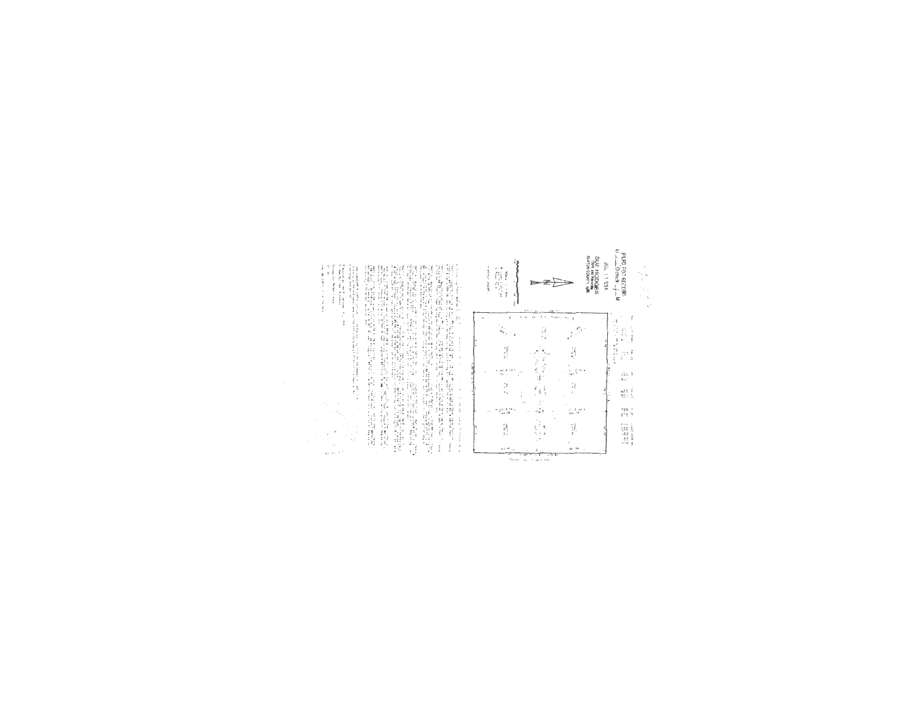FILED FOR RECORD

At ___ O'clock ___ M

JUL 11 1994

SUE HODGES
Clerk and Recorder
BENTON COUNTY, ARK.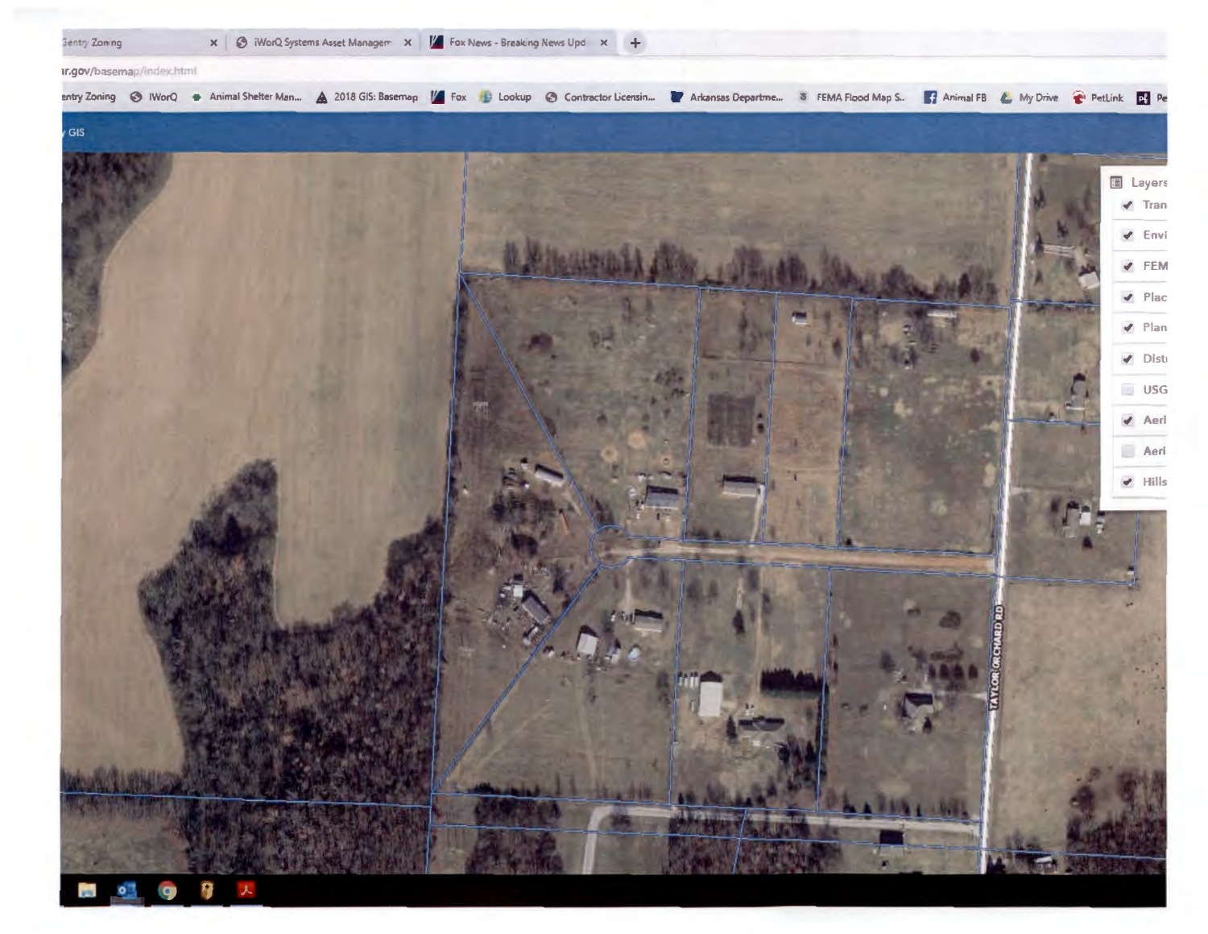Gentry Zoning | iWorQ Systems Asset Managem | Fox News - Breaking News Upd

ar.gov/basemap/index.html

entry Zoning · iWorQ · Animal Shelter Man... · 2018 GIS: Basemap · Fox · Lookup · Contractor Licensin... · Arkansas Departme... · FEMA Flood Map S... · Animal FB · My Drive · PetLink · Pe

GIS

Layers

- [x] Tran
- [x] Envi
- [x] FEM
- [x] Plac
- [x] Plan
- [x] Dist
- [ ] USG
- [x] Aeri
- [ ] Aeri
- [x] Hills

TAYLOR ORCHARD RD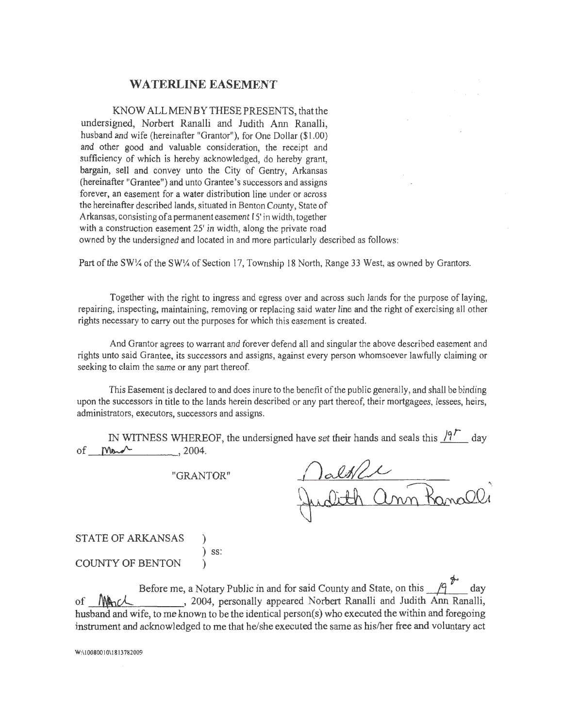# WATERLINE EASEMENT

KNOW ALL MEN BY THESE PRESENTS, that the undersigned, Norbert Ranalli and Judith Ann Ranalli, husband and wife (hereinafter "Grantor"), for One Dollar ($1.00) and other good and valuable consideration, the receipt and sufficiency of which is hereby acknowledged, do hereby grant, bargain, sell and convey unto the City of Gentry, Arkansas (hereinafter "Grantee") and unto Grantee's successors and assigns forever, an easement for a water distribution line under or across the hereinafter described lands, situated in Benton County, State of Arkansas, consisting of a permanent easement 15' in width, together with a construction easement 25' in width, along the private road owned by the undersigned and located in and more particularly described as follows:

Part of the SW¼ of the SW¼ of Section 17, Township 18 North, Range 33 West, as owned by Grantors.

Together with the right to ingress and egress over and across such lands for the purpose of laying, repairing, inspecting, maintaining, removing or replacing said water line and the right of exercising all other rights necessary to carry out the purposes for which this easement is created.

And Grantor agrees to warrant and forever defend all and singular the above described easement and rights unto said Grantee, its successors and assigns, against every person whomsoever lawfully claiming or seeking to claim the same or any part thereof.

This Easement is declared to and does inure to the benefit of the public generally, and shall be binding upon the successors in title to the lands herein described or any part thereof, their mortgagees, lessees, heirs, administrators, executors, successors and assigns.

IN WITNESS WHEREOF, the undersigned have set their hands and seals this 19th day of March, 2004.

"GRANTOR"

[Signature]

Judith Ann Ranalli

STATE OF ARKANSAS )
) ss:
COUNTY OF BENTON )

Before me, a Notary Public in and for said County and State, on this 19th day of March, 2004, personally appeared Norbert Ranalli and Judith Ann Ranalli, husband and wife, to me known to be the identical person(s) who executed the within and foregoing instrument and acknowledged to me that he/she executed the same as his/her free and voluntary act

W:\10080010\1813782009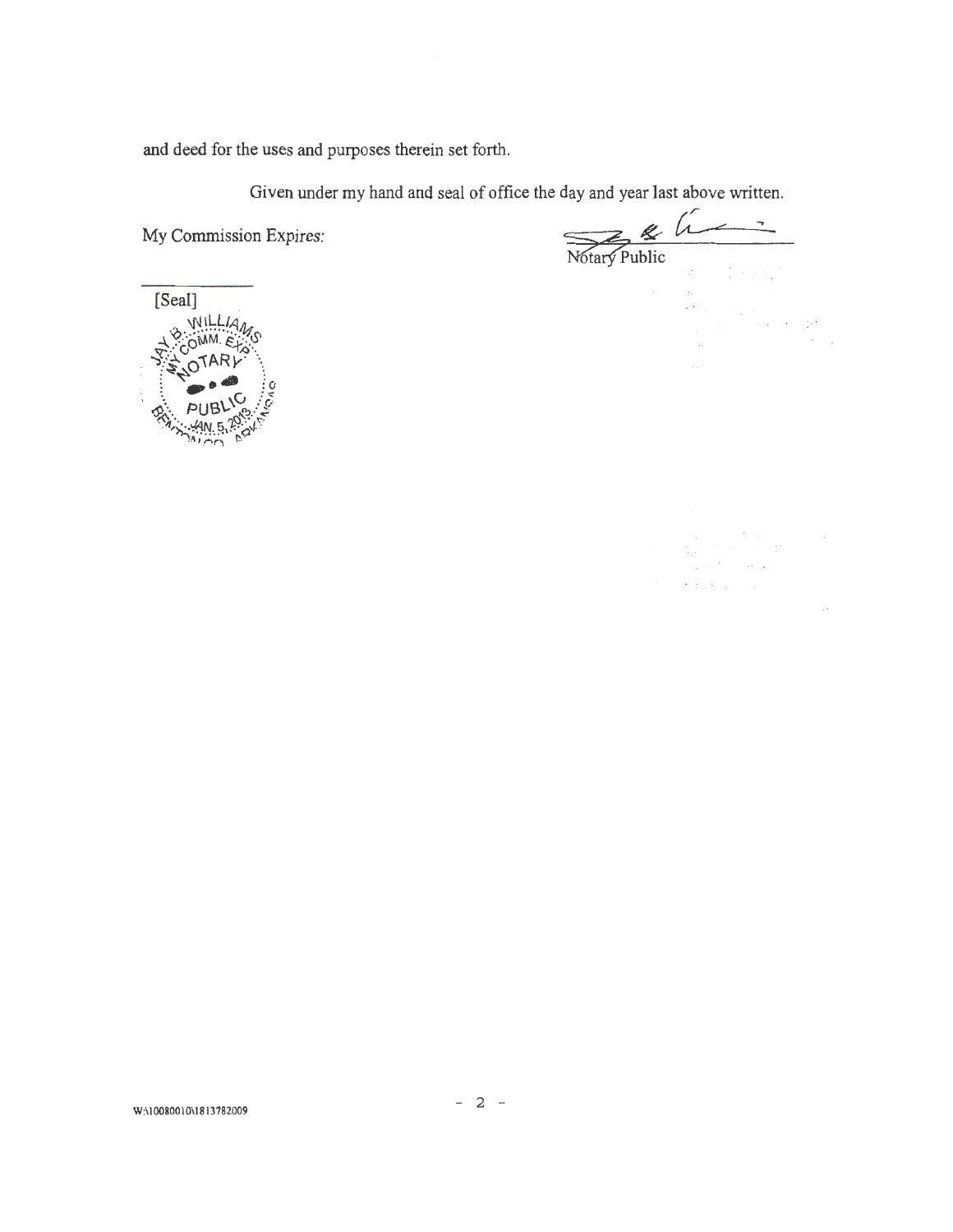and deed for the uses and purposes therein set forth.

Given under my hand and seal of office the day and year last above written.

My Commission Expires:

Notary Public

[Seal]

JAY B. WILLIAMS
MY COMM. EXP.
NOTARY
PUBLIC
JAN. 5, 2013
BENTON CO. ARKANSAS

W:\10080010\1813782009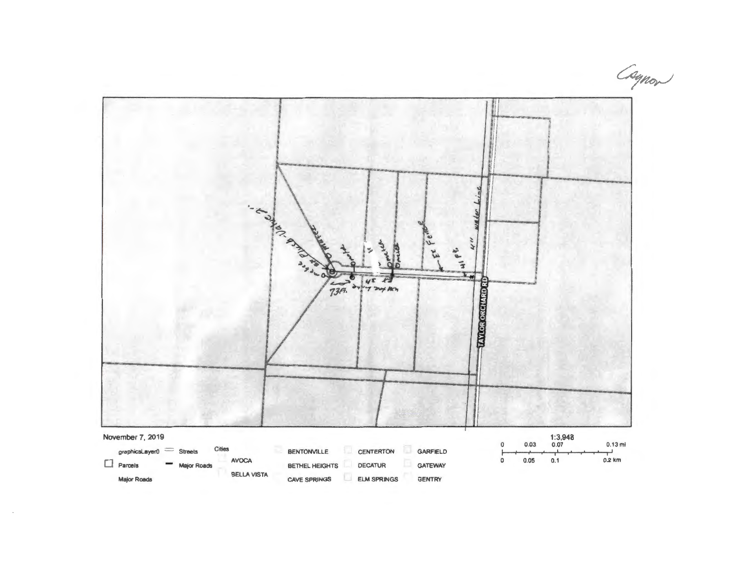Caynor

TAYLOR ORCHARD RD

4" water Line

Ex Fence

41 Ft

73 Ft

November 7, 2019

1:3,948

0 0.03 0.07 0.13 mi

0 0.05 0.1 0.2 km

graphicsLayer0 — Streets — Major Roads

Parcels

Major Roads

Cities

AVOCA

BELLA VISTA

BENTONVILLE

BETHEL HEIGHTS

CAVE SPRINGS

CENTERTON

DECATUR

ELM SPRINGS

GARFIELD

GATEWAY

GENTRY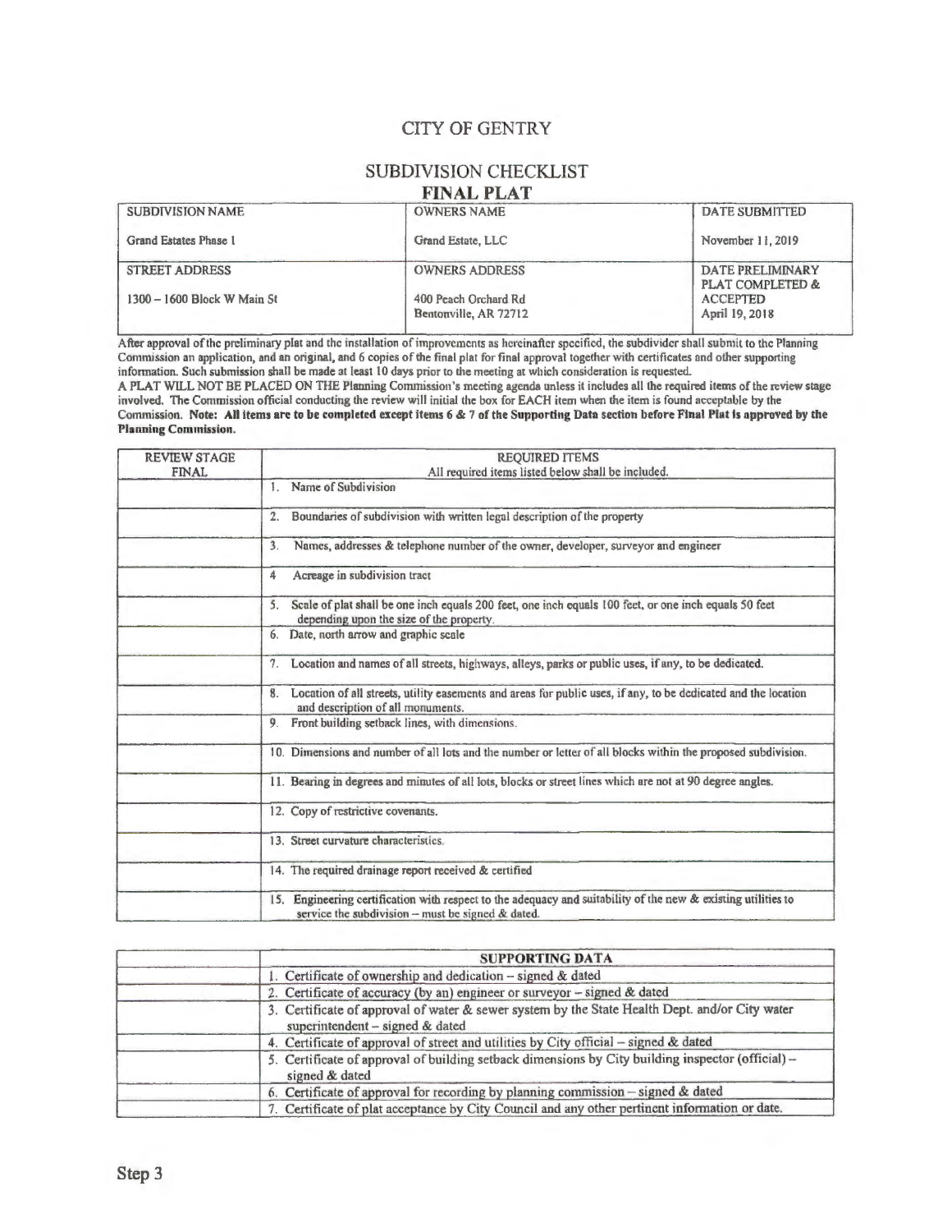# CITY OF GENTRY

## SUBDIVISION CHECKLIST

## FINAL PLAT

| SUBDIVISION NAME | OWNERS NAME | DATE SUBMITTED |
|---|---|---|
| Grand Estates Phase 1 | Grand Estate, LLC | November 11, 2019 |
| STREET ADDRESS | OWNERS ADDRESS | DATE PRELIMINARY PLAT COMPLETED & ACCEPTED |
| 1300 – 1600 Block W Main St | 400 Peach Orchard Rd<br>Bentonville, AR 72712 | April 19, 2018 |

After approval of the preliminary plat and the installation of improvements as hereinafter specified, the subdivider shall submit to the Planning Commission an application, and an original, and 6 copies of the final plat for final approval together with certificates and other supporting information. Such submission shall be made at least 10 days prior to the meeting at which consideration is requested.

A PLAT WILL NOT BE PLACED ON THE Planning Commission's meeting agenda unless it includes all the required items of the review stage involved. The Commission official conducting the review will initial the box for EACH item when the item is found acceptable by the Commission. **Note: All items are to be completed except items 6 & 7 of the Supporting Data section before Final Plat is approved by the Planning Commission.**

| REVIEW STAGE<br>FINAL | REQUIRED ITEMS<br>All required items listed below shall be included. |
|---|---|
| | 1. Name of Subdivision |
| | 2. Boundaries of subdivision with written legal description of the property |
| | 3. Names, addresses & telephone number of the owner, developer, surveyor and engineer |
| | 4 Acreage in subdivision tract |
| | 5. Scale of plat shall be one inch equals 200 feet, one inch equals 100 feet, or one inch equals 50 feet depending upon the size of the property. |
| | 6. Date, north arrow and graphic scale |
| | 7. Location and names of all streets, highways, alleys, parks or public uses, if any, to be dedicated. |
| | 8. Location of all streets, utility easements and areas for public uses, if any, to be dedicated and the location and description of all monuments. |
| | 9. Front building setback lines, with dimensions. |
| | 10. Dimensions and number of all lots and the number or letter of all blocks within the proposed subdivision. |
| | 11. Bearing in degrees and minutes of all lots, blocks or street lines which are not at 90 degree angles. |
| | 12. Copy of restrictive covenants. |
| | 13. Street curvature characteristics. |
| | 14. The required drainage report received & certified |
| | 15. Engineering certification with respect to the adequacy and suitability of the new & existing utilities to service the subdivision – must be signed & dated. |

| | SUPPORTING DATA |
|---|---|
| | 1. Certificate of ownership and dedication – signed & dated |
| | 2. Certificate of accuracy (by an) engineer or surveyor – signed & dated |
| | 3. Certificate of approval of water & sewer system by the State Health Dept. and/or City water superintendent – signed & dated |
| | 4. Certificate of approval of street and utilities by City official – signed & dated |
| | 5. Certificate of approval of building setback dimensions by City building inspector (official) – signed & dated |
| | 6. Certificate of approval for recording by planning commission – signed & dated |
| | 7. Certificate of plat acceptance by City Council and any other pertinent information or date. |

Step 3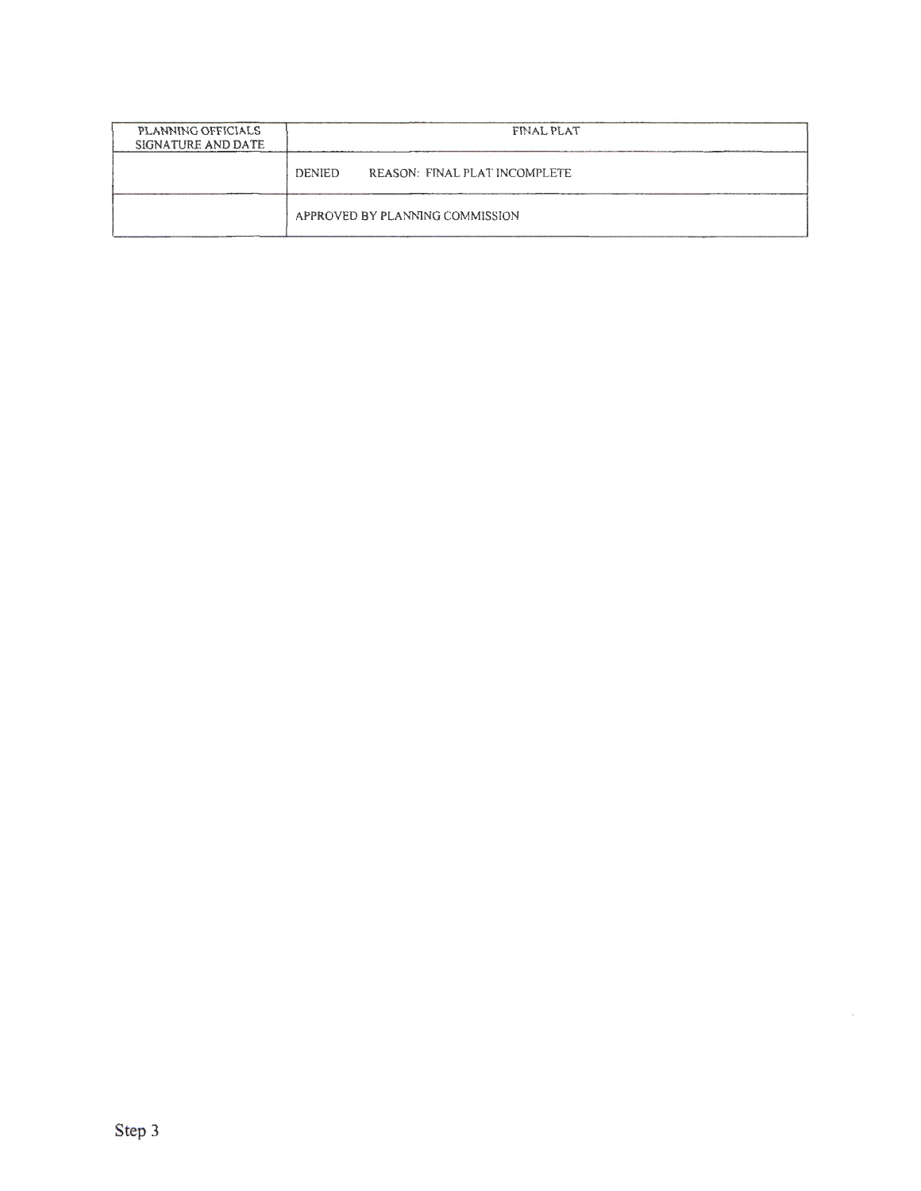| PLANNING OFFICIALS SIGNATURE AND DATE | FINAL PLAT |
| --- | --- |
| | DENIED REASON: FINAL PLAT INCOMPLETE |
| | APPROVED BY PLANNING COMMISSION |

Step 3